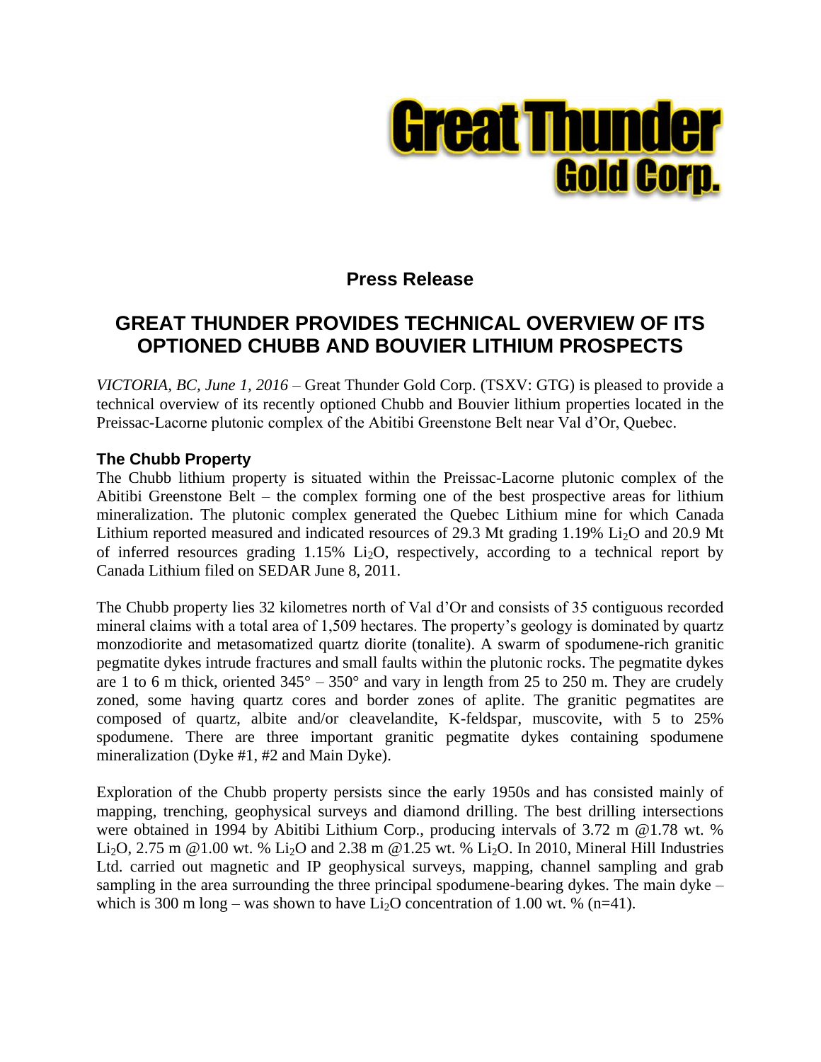Great Thunder Gold Corp.

**Press Release**

# GREAT THUNDER PROVIDES TECHNICAL OVERVIEW OF ITS OPTIONED CHUBB AND BOUVIER LITHIUM PROSPECTS

*VICTORIA, BC, June 1, 2016* – Great Thunder Gold Corp. (TSXV: GTG) is pleased to provide a technical overview of its recently optioned Chubb and Bouvier lithium properties located in the Preissac-Lacorne plutonic complex of the Abitibi Greenstone Belt near Val d'Or, Quebec.

## The Chubb Property

The Chubb lithium property is situated within the Preissac-Lacorne plutonic complex of the Abitibi Greenstone Belt – the complex forming one of the best prospective areas for lithium mineralization. The plutonic complex generated the Quebec Lithium mine for which Canada Lithium reported measured and indicated resources of 29.3 Mt grading 1.19% $Li_2O$ and 20.9 Mt of inferred resources grading 1.15% $Li_2O$, respectively, according to a technical report by Canada Lithium filed on SEDAR June 8, 2011.

The Chubb property lies 32 kilometres north of Val d'Or and consists of 35 contiguous recorded mineral claims with a total area of 1,509 hectares. The property's geology is dominated by quartz monzodiorite and metasomatized quartz diorite (tonalite). A swarm of spodumene-rich granitic pegmatite dykes intrude fractures and small faults within the plutonic rocks. The pegmatite dykes are 1 to 6 m thick, oriented 345° – 350° and vary in length from 25 to 250 m. They are crudely zoned, some having quartz cores and border zones of aplite. The granitic pegmatites are composed of quartz, albite and/or cleavelandite, K-feldspar, muscovite, with 5 to 25% spodumene. There are three important granitic pegmatite dykes containing spodumene mineralization (Dyke #1, #2 and Main Dyke).

Exploration of the Chubb property persists since the early 1950s and has consisted mainly of mapping, trenching, geophysical surveys and diamond drilling. The best drilling intersections were obtained in 1994 by Abitibi Lithium Corp., producing intervals of 3.72 m @1.78 wt. % $Li_2O$, 2.75 m @1.00 wt. % $Li_2O$ and 2.38 m @1.25 wt. % $Li_2O$. In 2010, Mineral Hill Industries Ltd. carried out magnetic and IP geophysical surveys, mapping, channel sampling and grab sampling in the area surrounding the three principal spodumene-bearing dykes. The main dyke – which is 300 m long – was shown to have $Li_2O$ concentration of 1.00 wt. % (n=41).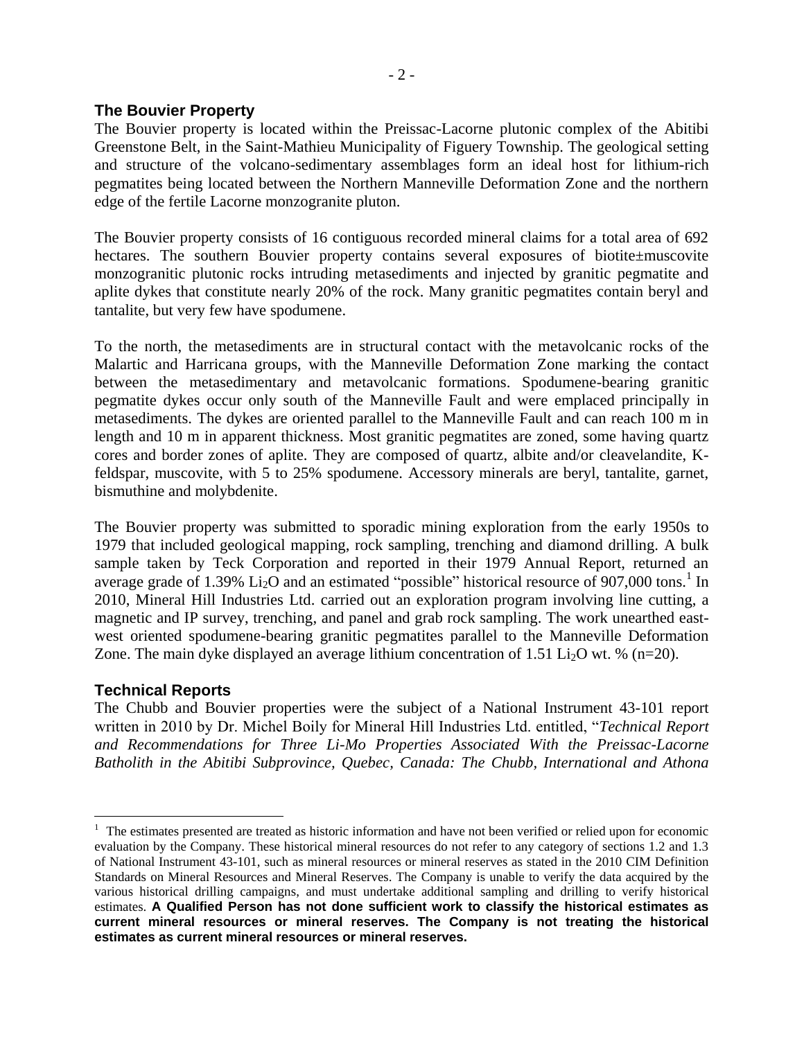## The Bouvier Property

The Bouvier property is located within the Preissac-Lacorne plutonic complex of the Abitibi Greenstone Belt, in the Saint-Mathieu Municipality of Figuery Township. The geological setting and structure of the volcano-sedimentary assemblages form an ideal host for lithium-rich pegmatites being located between the Northern Manneville Deformation Zone and the northern edge of the fertile Lacorne monzogranite pluton.

The Bouvier property consists of 16 contiguous recorded mineral claims for a total area of 692 hectares. The southern Bouvier property contains several exposures of biotite±muscovite monzogranitic plutonic rocks intruding metasediments and injected by granitic pegmatite and aplite dykes that constitute nearly 20% of the rock. Many granitic pegmatites contain beryl and tantalite, but very few have spodumene.

To the north, the metasediments are in structural contact with the metavolcanic rocks of the Malartic and Harricana groups, with the Manneville Deformation Zone marking the contact between the metasedimentary and metavolcanic formations. Spodumene-bearing granitic pegmatite dykes occur only south of the Manneville Fault and were emplaced principally in metasediments. The dykes are oriented parallel to the Manneville Fault and can reach 100 m in length and 10 m in apparent thickness. Most granitic pegmatites are zoned, some having quartz cores and border zones of aplite. They are composed of quartz, albite and/or cleavelandite, K-feldspar, muscovite, with 5 to 25% spodumene. Accessory minerals are beryl, tantalite, garnet, bismuthine and molybdenite.

The Bouvier property was submitted to sporadic mining exploration from the early 1950s to 1979 that included geological mapping, rock sampling, trenching and diamond drilling. A bulk sample taken by Teck Corporation and reported in their 1979 Annual Report, returned an average grade of 1.39% $Li_2O$ and an estimated "possible" historical resource of 907,000 tons.[1] In 2010, Mineral Hill Industries Ltd. carried out an exploration program involving line cutting, a magnetic and IP survey, trenching, and panel and grab rock sampling. The work unearthed east-west oriented spodumene-bearing granitic pegmatites parallel to the Manneville Deformation Zone. The main dyke displayed an average lithium concentration of 1.51 $Li_2O$ wt. % (n=20).

## Technical Reports

The Chubb and Bouvier properties were the subject of a National Instrument 43-101 report written in 2010 by Dr. Michel Boily for Mineral Hill Industries Ltd. entitled, "*Technical Report and Recommendations for Three Li-Mo Properties Associated With the Preissac-Lacorne Batholith in the Abitibi Subprovince, Quebec, Canada: The Chubb, International and Athona*

---

[1] The estimates presented are treated as historic information and have not been verified or relied upon for economic evaluation by the Company. These historical mineral resources do not refer to any category of sections 1.2 and 1.3 of National Instrument 43-101, such as mineral resources or mineral reserves as stated in the 2010 CIM Definition Standards on Mineral Resources and Mineral Reserves. The Company is unable to verify the data acquired by the various historical drilling campaigns, and must undertake additional sampling and drilling to verify historical estimates. **A Qualified Person has not done sufficient work to classify the historical estimates as current mineral resources or mineral reserves. The Company is not treating the historical estimates as current mineral resources or mineral reserves.**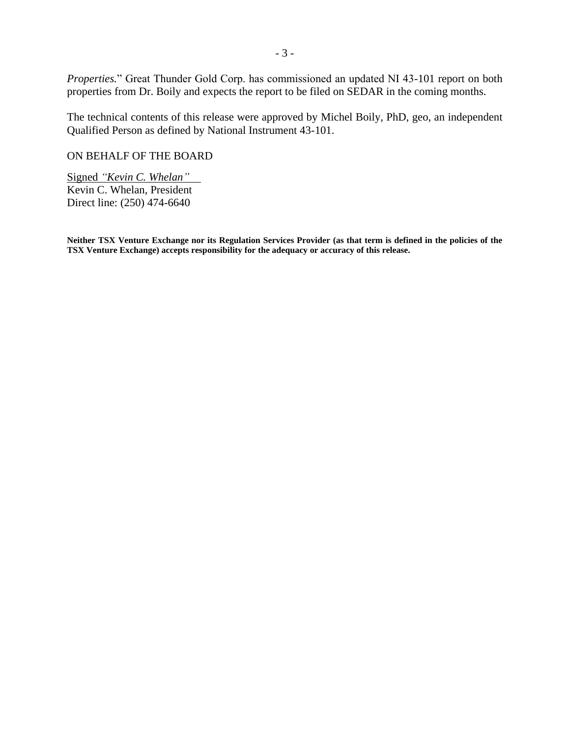*Properties.*" Great Thunder Gold Corp. has commissioned an updated NI 43-101 report on both properties from Dr. Boily and expects the report to be filed on SEDAR in the coming months.

The technical contents of this release were approved by Michel Boily, PhD, geo, an independent Qualified Person as defined by National Instrument 43-101.

ON BEHALF OF THE BOARD

Signed *"Kevin C. Whelan"*
Kevin C. Whelan, President
Direct line: (250) 474-6640

**Neither TSX Venture Exchange nor its Regulation Services Provider (as that term is defined in the policies of the TSX Venture Exchange) accepts responsibility for the adequacy or accuracy of this release.**